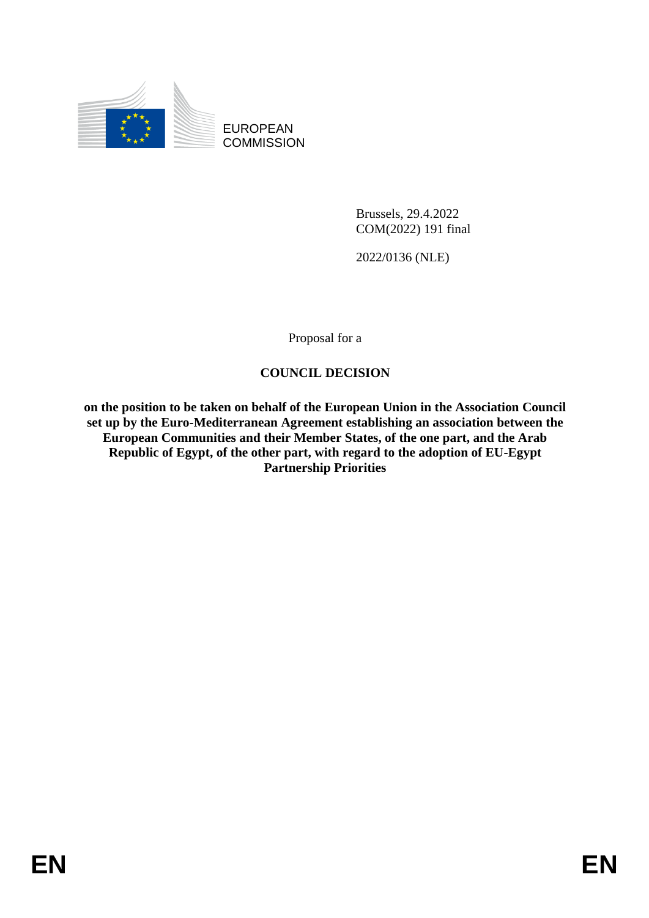EUROPEAN COMMISSION

Brussels, 29.4.2022
COM(2022) 191 final

2022/0136 (NLE)

Proposal for a

**COUNCIL DECISION**

**on the position to be taken on behalf of the European Union in the Association Council set up by the Euro-Mediterranean Agreement establishing an association between the European Communities and their Member States, of the one part, and the Arab Republic of Egypt, of the other part, with regard to the adoption of EU-Egypt Partnership Priorities**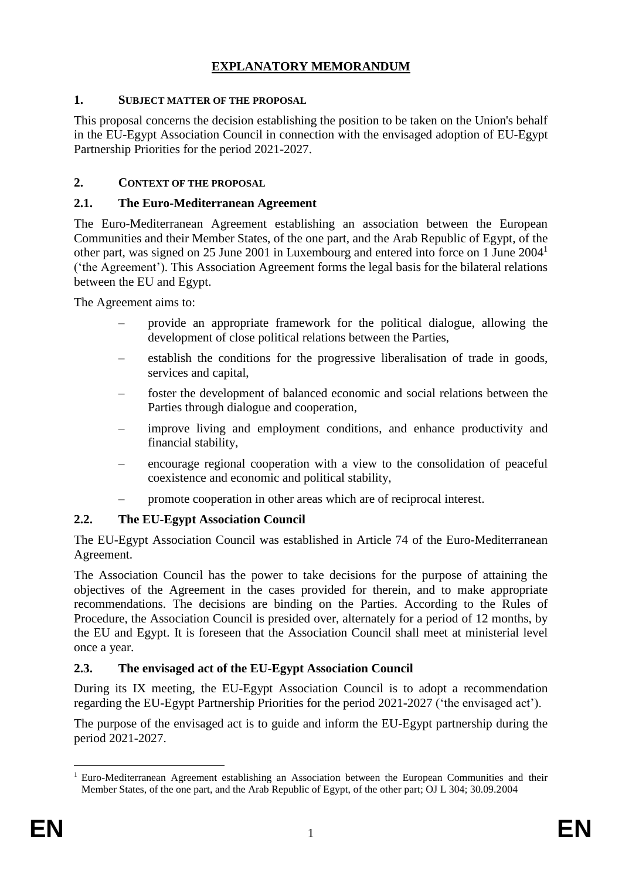# EXPLANATORY MEMORANDUM

## 1. SUBJECT MATTER OF THE PROPOSAL

This proposal concerns the decision establishing the position to be taken on the Union's behalf in the EU-Egypt Association Council in connection with the envisaged adoption of EU-Egypt Partnership Priorities for the period 2021-2027.

## 2. CONTEXT OF THE PROPOSAL

### 2.1. The Euro-Mediterranean Agreement

The Euro-Mediterranean Agreement establishing an association between the European Communities and their Member States, of the one part, and the Arab Republic of Egypt, of the other part, was signed on 25 June 2001 in Luxembourg and entered into force on 1 June 2004[1] ('the Agreement'). This Association Agreement forms the legal basis for the bilateral relations between the EU and Egypt.

The Agreement aims to:

– provide an appropriate framework for the political dialogue, allowing the development of close political relations between the Parties,

– establish the conditions for the progressive liberalisation of trade in goods, services and capital,

– foster the development of balanced economic and social relations between the Parties through dialogue and cooperation,

– improve living and employment conditions, and enhance productivity and financial stability,

– encourage regional cooperation with a view to the consolidation of peaceful coexistence and economic and political stability,

– promote cooperation in other areas which are of reciprocal interest.

### 2.2. The EU-Egypt Association Council

The EU-Egypt Association Council was established in Article 74 of the Euro-Mediterranean Agreement.

The Association Council has the power to take decisions for the purpose of attaining the objectives of the Agreement in the cases provided for therein, and to make appropriate recommendations. The decisions are binding on the Parties. According to the Rules of Procedure, the Association Council is presided over, alternately for a period of 12 months, by the EU and Egypt. It is foreseen that the Association Council shall meet at ministerial level once a year.

### 2.3. The envisaged act of the EU-Egypt Association Council

During its IX meeting, the EU-Egypt Association Council is to adopt a recommendation regarding the EU-Egypt Partnership Priorities for the period 2021-2027 ('the envisaged act').

The purpose of the envisaged act is to guide and inform the EU-Egypt partnership during the period 2021-2027.

[1] Euro-Mediterranean Agreement establishing an Association between the European Communities and their Member States, of the one part, and the Arab Republic of Egypt, of the other part; OJ L 304; 30.09.2004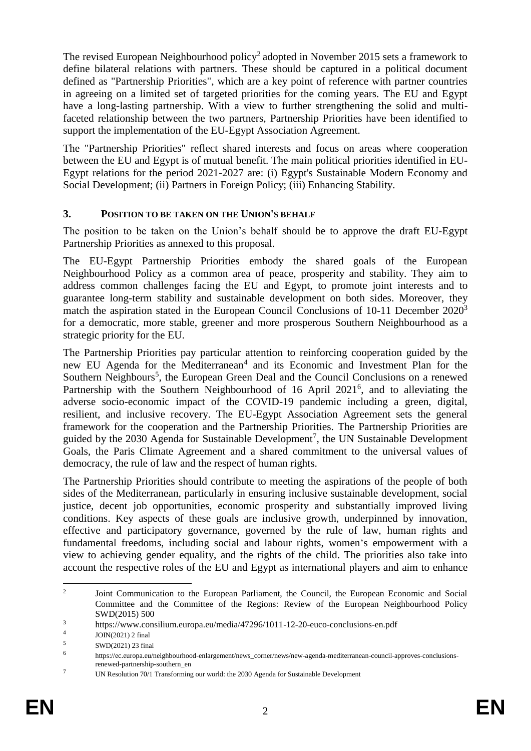The revised European Neighbourhood policy[2] adopted in November 2015 sets a framework to define bilateral relations with partners. These should be captured in a political document defined as "Partnership Priorities", which are a key point of reference with partner countries in agreeing on a limited set of targeted priorities for the coming years. The EU and Egypt have a long-lasting partnership. With a view to further strengthening the solid and multi-faceted relationship between the two partners, Partnership Priorities have been identified to support the implementation of the EU-Egypt Association Agreement.

The "Partnership Priorities" reflect shared interests and focus on areas where cooperation between the EU and Egypt is of mutual benefit. The main political priorities identified in EU-Egypt relations for the period 2021-2027 are: (i) Egypt's Sustainable Modern Economy and Social Development; (ii) Partners in Foreign Policy; (iii) Enhancing Stability.

## 3. POSITION TO BE TAKEN ON THE UNION'S BEHALF

The position to be taken on the Union's behalf should be to approve the draft EU-Egypt Partnership Priorities as annexed to this proposal.

The EU-Egypt Partnership Priorities embody the shared goals of the European Neighbourhood Policy as a common area of peace, prosperity and stability. They aim to address common challenges facing the EU and Egypt, to promote joint interests and to guarantee long-term stability and sustainable development on both sides. Moreover, they match the aspiration stated in the European Council Conclusions of 10-11 December 2020[3] for a democratic, more stable, greener and more prosperous Southern Neighbourhood as a strategic priority for the EU.

The Partnership Priorities pay particular attention to reinforcing cooperation guided by the new EU Agenda for the Mediterranean[4] and its Economic and Investment Plan for the Southern Neighbours[5], the European Green Deal and the Council Conclusions on a renewed Partnership with the Southern Neighbourhood of 16 April 2021[6], and to alleviating the adverse socio-economic impact of the COVID-19 pandemic including a green, digital, resilient, and inclusive recovery. The EU-Egypt Association Agreement sets the general framework for the cooperation and the Partnership Priorities. The Partnership Priorities are guided by the 2030 Agenda for Sustainable Development[7], the UN Sustainable Development Goals, the Paris Climate Agreement and a shared commitment to the universal values of democracy, the rule of law and the respect of human rights.

The Partnership Priorities should contribute to meeting the aspirations of the people of both sides of the Mediterranean, particularly in ensuring inclusive sustainable development, social justice, decent job opportunities, economic prosperity and substantially improved living conditions. Key aspects of these goals are inclusive growth, underpinned by innovation, effective and participatory governance, governed by the rule of law, human rights and fundamental freedoms, including social and labour rights, women's empowerment with a view to achieving gender equality, and the rights of the child. The priorities also take into account the respective roles of the EU and Egypt as international players and aim to enhance

---

[2] Joint Communication to the European Parliament, the Council, the European Economic and Social Committee and the Committee of the Regions: Review of the European Neighbourhood Policy SWD(2015) 500

[3] https://www.consilium.europa.eu/media/47296/1011-12-20-euco-conclusions-en.pdf

[4] JOIN(2021) 2 final

[5] SWD(2021) 23 final

[6] https://ec.europa.eu/neighbourhood-enlargement/news_corner/news/new-agenda-mediterranean-council-approves-conclusions-renewed-partnership-southern_en

[7] UN Resolution 70/1 Transforming our world: the 2030 Agenda for Sustainable Development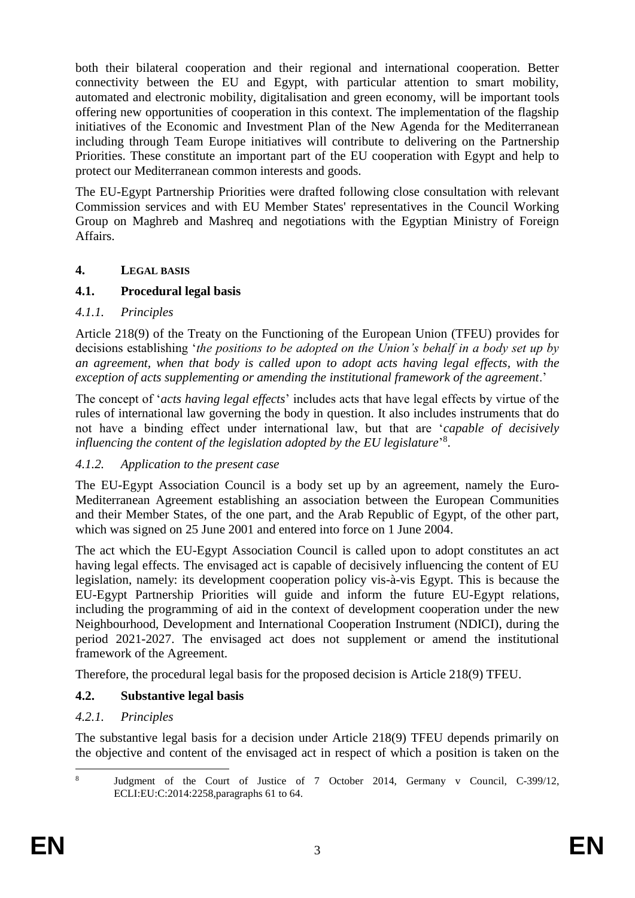both their bilateral cooperation and their regional and international cooperation. Better connectivity between the EU and Egypt, with particular attention to smart mobility, automated and electronic mobility, digitalisation and green economy, will be important tools offering new opportunities of cooperation in this context. The implementation of the flagship initiatives of the Economic and Investment Plan of the New Agenda for the Mediterranean including through Team Europe initiatives will contribute to delivering on the Partnership Priorities. These constitute an important part of the EU cooperation with Egypt and help to protect our Mediterranean common interests and goods.

The EU-Egypt Partnership Priorities were drafted following close consultation with relevant Commission services and with EU Member States' representatives in the Council Working Group on Maghreb and Mashreq and negotiations with the Egyptian Ministry of Foreign Affairs.

## 4. LEGAL BASIS

### 4.1. Procedural legal basis

#### *4.1.1. Principles*

Article 218(9) of the Treaty on the Functioning of the European Union (TFEU) provides for decisions establishing '*the positions to be adopted on the Union's behalf in a body set up by an agreement, when that body is called upon to adopt acts having legal effects, with the exception of acts supplementing or amending the institutional framework of the agreement*.'

The concept of '*acts having legal effects*' includes acts that have legal effects by virtue of the rules of international law governing the body in question. It also includes instruments that do not have a binding effect under international law, but that are '*capable of decisively influencing the content of the legislation adopted by the EU legislature*'[8].

#### *4.1.2. Application to the present case*

The EU-Egypt Association Council is a body set up by an agreement, namely the Euro-Mediterranean Agreement establishing an association between the European Communities and their Member States, of the one part, and the Arab Republic of Egypt, of the other part, which was signed on 25 June 2001 and entered into force on 1 June 2004.

The act which the EU-Egypt Association Council is called upon to adopt constitutes an act having legal effects. The envisaged act is capable of decisively influencing the content of EU legislation, namely: its development cooperation policy vis-à-vis Egypt. This is because the EU-Egypt Partnership Priorities will guide and inform the future EU-Egypt relations, including the programming of aid in the context of development cooperation under the new Neighbourhood, Development and International Cooperation Instrument (NDICI), during the period 2021-2027. The envisaged act does not supplement or amend the institutional framework of the Agreement.

Therefore, the procedural legal basis for the proposed decision is Article 218(9) TFEU.

### 4.2. Substantive legal basis

#### *4.2.1. Principles*

The substantive legal basis for a decision under Article 218(9) TFEU depends primarily on the objective and content of the envisaged act in respect of which a position is taken on the

---

[8] Judgment of the Court of Justice of 7 October 2014, Germany v Council, C-399/12, ECLI:EU:C:2014:2258,paragraphs 61 to 64.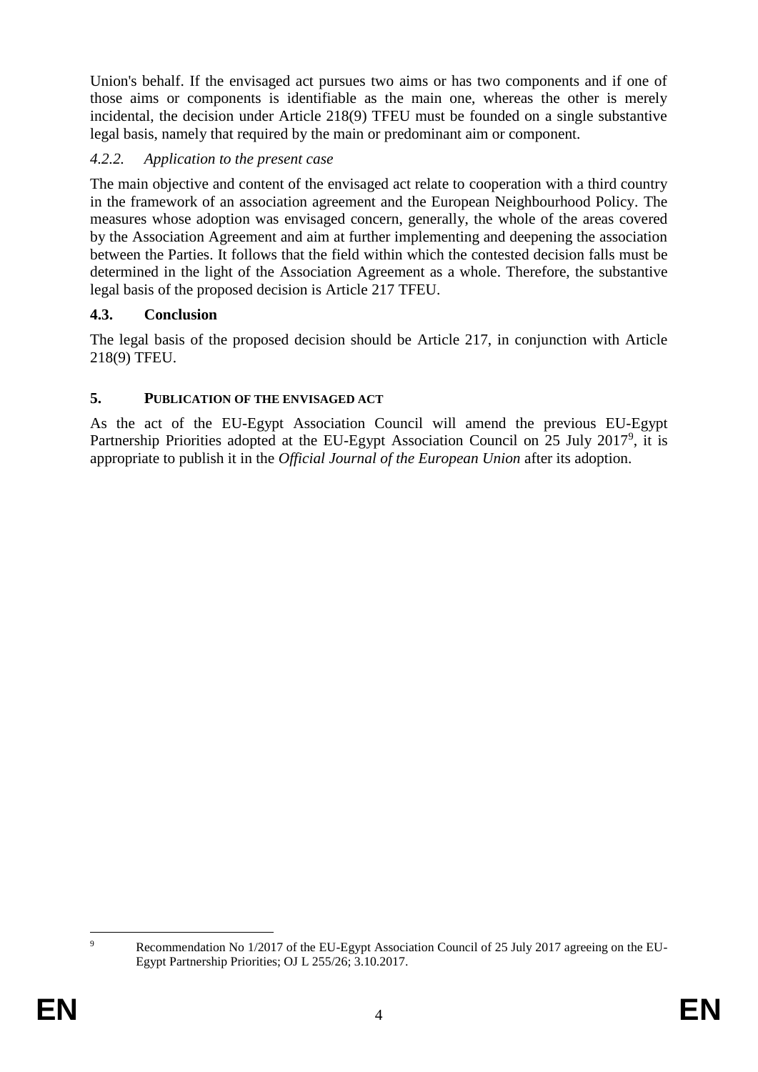Union's behalf. If the envisaged act pursues two aims or has two components and if one of those aims or components is identifiable as the main one, whereas the other is merely incidental, the decision under Article 218(9) TFEU must be founded on a single substantive legal basis, namely that required by the main or predominant aim or component.

#### *4.2.2. Application to the present case*

The main objective and content of the envisaged act relate to cooperation with a third country in the framework of an association agreement and the European Neighbourhood Policy. The measures whose adoption was envisaged concern, generally, the whole of the areas covered by the Association Agreement and aim at further implementing and deepening the association between the Parties. It follows that the field within which the contested decision falls must be determined in the light of the Association Agreement as a whole. Therefore, the substantive legal basis of the proposed decision is Article 217 TFEU.

### **4.3. Conclusion**

The legal basis of the proposed decision should be Article 217, in conjunction with Article 218(9) TFEU.

## **5. PUBLICATION OF THE ENVISAGED ACT**

As the act of the EU-Egypt Association Council will amend the previous EU-Egypt Partnership Priorities adopted at the EU-Egypt Association Council on 25 July 2017[9], it is appropriate to publish it in the *Official Journal of the European Union* after its adoption.

---

[9] Recommendation No 1/2017 of the EU-Egypt Association Council of 25 July 2017 agreeing on the EU-Egypt Partnership Priorities; OJ L 255/26; 3.10.2017.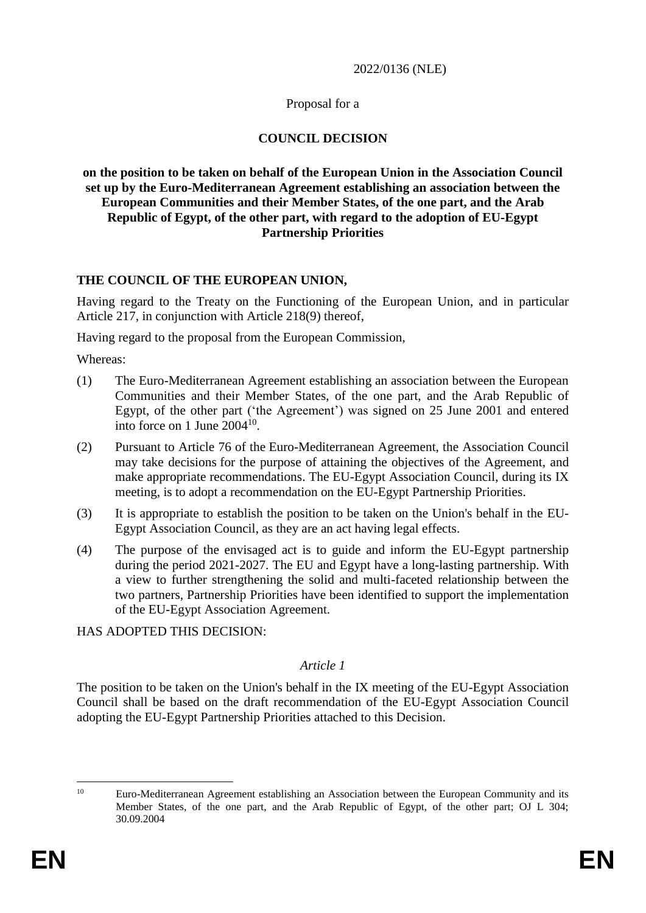2022/0136 (NLE)

Proposal for a

# COUNCIL DECISION

**on the position to be taken on behalf of the European Union in the Association Council set up by the Euro-Mediterranean Agreement establishing an association between the European Communities and their Member States, of the one part, and the Arab Republic of Egypt, of the other part, with regard to the adoption of EU-Egypt Partnership Priorities**

**THE COUNCIL OF THE EUROPEAN UNION,**

Having regard to the Treaty on the Functioning of the European Union, and in particular Article 217, in conjunction with Article 218(9) thereof,

Having regard to the proposal from the European Commission,

Whereas:

(1) The Euro-Mediterranean Agreement establishing an association between the European Communities and their Member States, of the one part, and the Arab Republic of Egypt, of the other part ('the Agreement') was signed on 25 June 2001 and entered into force on 1 June 2004[10].

(2) Pursuant to Article 76 of the Euro-Mediterranean Agreement, the Association Council may take decisions for the purpose of attaining the objectives of the Agreement, and make appropriate recommendations. The EU-Egypt Association Council, during its IX meeting, is to adopt a recommendation on the EU-Egypt Partnership Priorities.

(3) It is appropriate to establish the position to be taken on the Union's behalf in the EU-Egypt Association Council, as they are an act having legal effects.

(4) The purpose of the envisaged act is to guide and inform the EU-Egypt partnership during the period 2021-2027. The EU and Egypt have a long-lasting partnership. With a view to further strengthening the solid and multi-faceted relationship between the two partners, Partnership Priorities have been identified to support the implementation of the EU-Egypt Association Agreement.

HAS ADOPTED THIS DECISION:

*Article 1*

The position to be taken on the Union's behalf in the IX meeting of the EU-Egypt Association Council shall be based on the draft recommendation of the EU-Egypt Association Council adopting the EU-Egypt Partnership Priorities attached to this Decision.

[10] Euro-Mediterranean Agreement establishing an Association between the European Community and its Member States, of the one part, and the Arab Republic of Egypt, of the other part; OJ L 304; 30.09.2004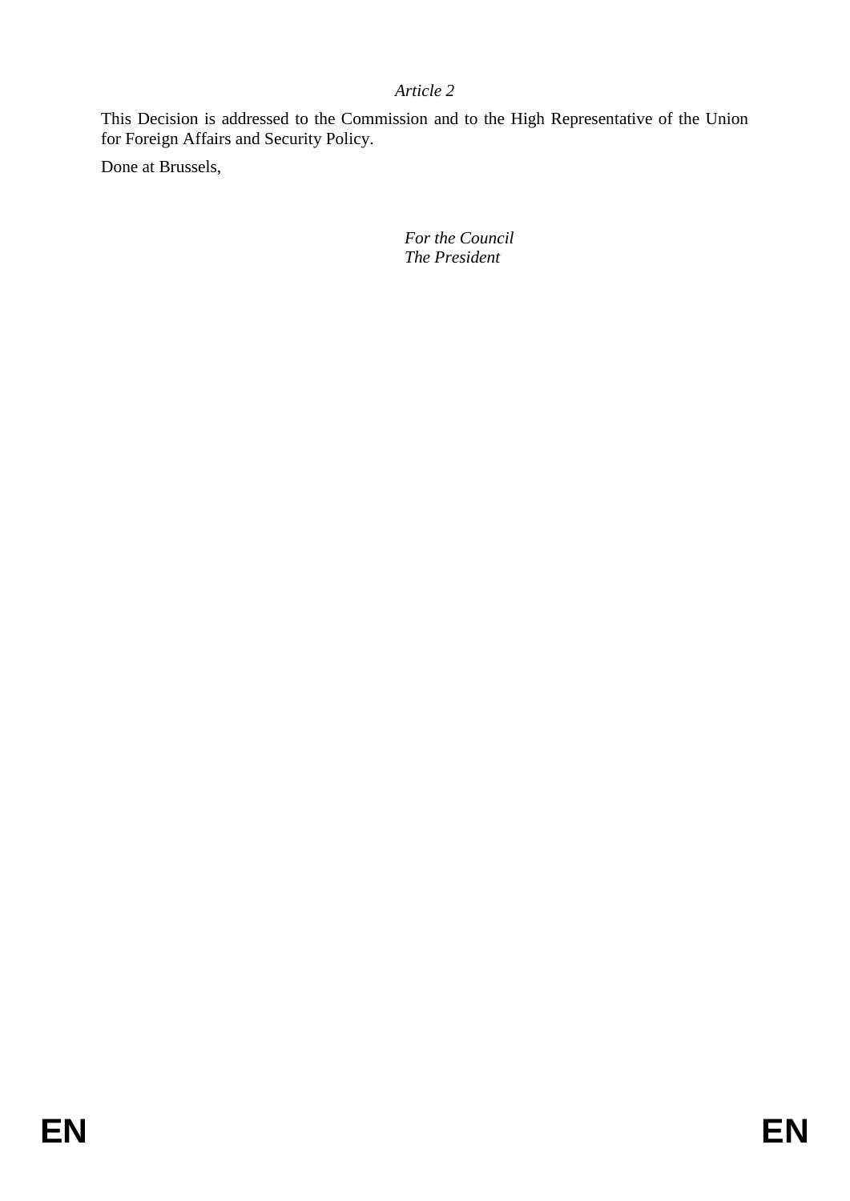*Article 2*

This Decision is addressed to the Commission and to the High Representative of the Union for Foreign Affairs and Security Policy.

Done at Brussels,

*For the Council*
*The President*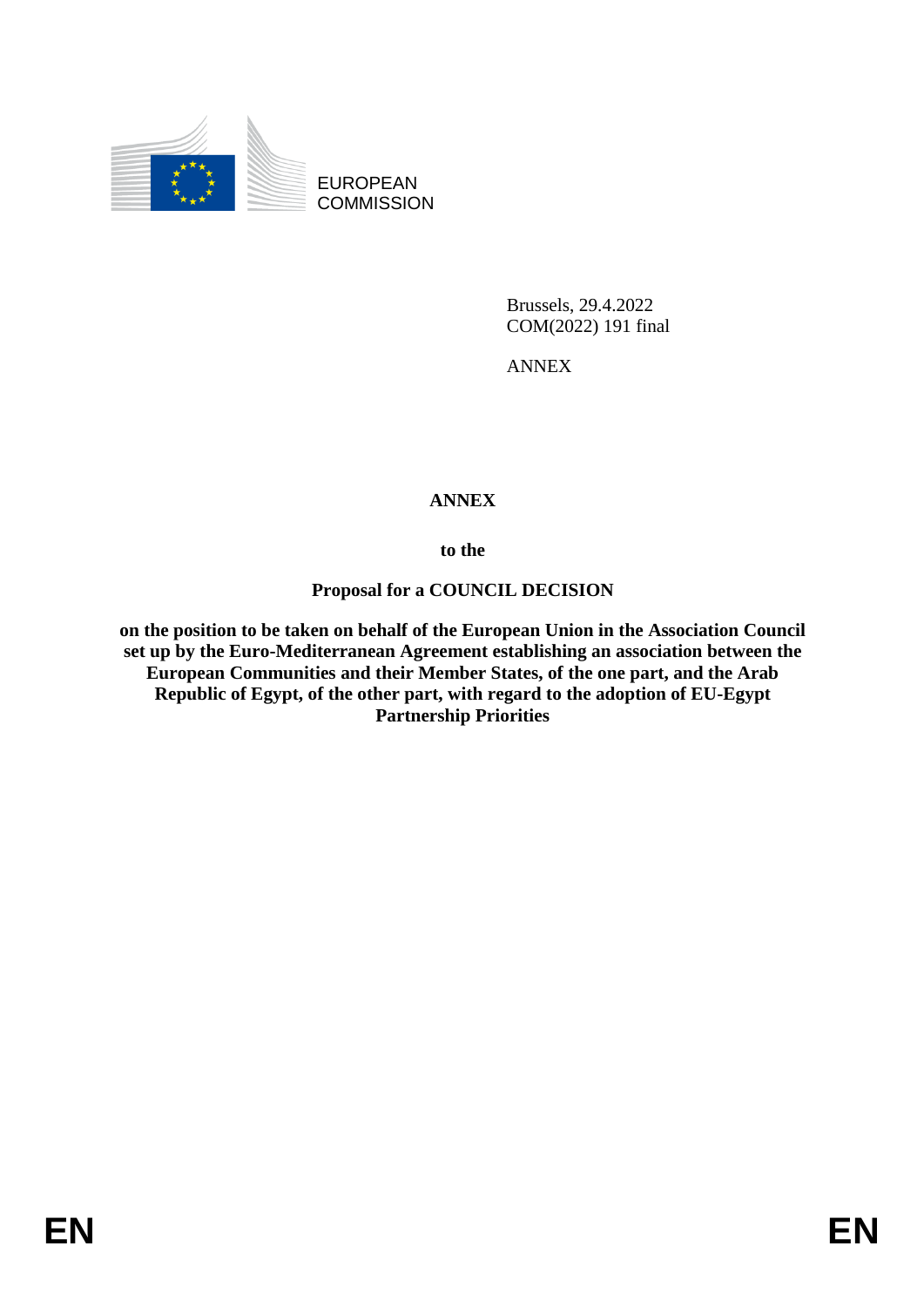EUROPEAN COMMISSION

Brussels, 29.4.2022
COM(2022) 191 final

ANNEX

**ANNEX**

**to the**

**Proposal for a COUNCIL DECISION**

**on the position to be taken on behalf of the European Union in the Association Council set up by the Euro-Mediterranean Agreement establishing an association between the European Communities and their Member States, of the one part, and the Arab Republic of Egypt, of the other part, with regard to the adoption of EU-Egypt Partnership Priorities**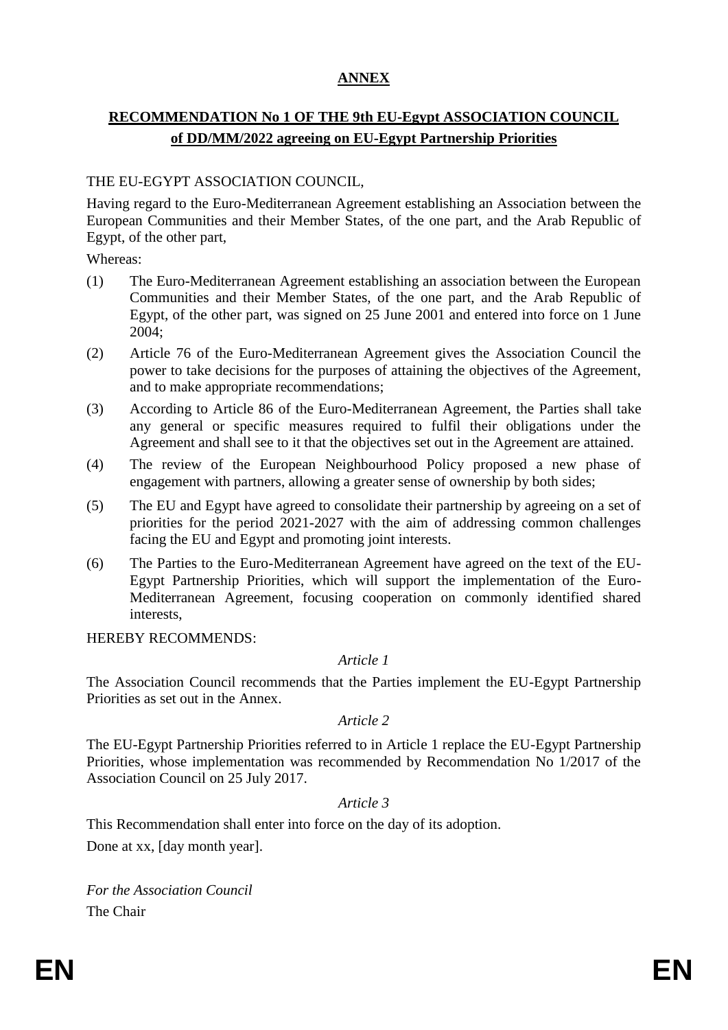# **ANNEX**

## **RECOMMENDATION No 1 OF THE 9th EU-Egypt ASSOCIATION COUNCIL of DD/MM/2022 agreeing on EU-Egypt Partnership Priorities**

THE EU-EGYPT ASSOCIATION COUNCIL,

Having regard to the Euro-Mediterranean Agreement establishing an Association between the European Communities and their Member States, of the one part, and the Arab Republic of Egypt, of the other part,

Whereas:

(1) The Euro-Mediterranean Agreement establishing an association between the European Communities and their Member States, of the one part, and the Arab Republic of Egypt, of the other part, was signed on 25 June 2001 and entered into force on 1 June 2004;

(2) Article 76 of the Euro-Mediterranean Agreement gives the Association Council the power to take decisions for the purposes of attaining the objectives of the Agreement, and to make appropriate recommendations;

(3) According to Article 86 of the Euro-Mediterranean Agreement, the Parties shall take any general or specific measures required to fulfil their obligations under the Agreement and shall see to it that the objectives set out in the Agreement are attained.

(4) The review of the European Neighbourhood Policy proposed a new phase of engagement with partners, allowing a greater sense of ownership by both sides;

(5) The EU and Egypt have agreed to consolidate their partnership by agreeing on a set of priorities for the period 2021-2027 with the aim of addressing common challenges facing the EU and Egypt and promoting joint interests.

(6) The Parties to the Euro-Mediterranean Agreement have agreed on the text of the EU-Egypt Partnership Priorities, which will support the implementation of the Euro-Mediterranean Agreement, focusing cooperation on commonly identified shared interests,

HEREBY RECOMMENDS:

*Article 1*

The Association Council recommends that the Parties implement the EU-Egypt Partnership Priorities as set out in the Annex.

*Article 2*

The EU-Egypt Partnership Priorities referred to in Article 1 replace the EU-Egypt Partnership Priorities, whose implementation was recommended by Recommendation No 1/2017 of the Association Council on 25 July 2017.

*Article 3*

This Recommendation shall enter into force on the day of its adoption.

Done at xx, [day month year].

*For the Association Council*

The Chair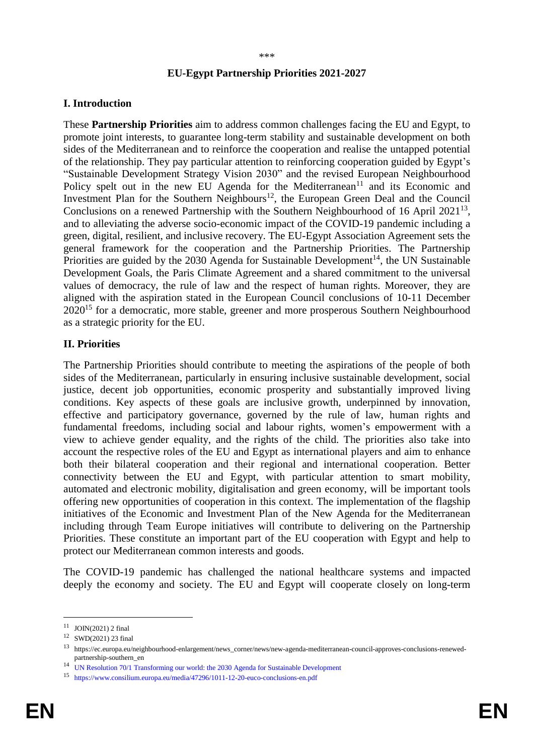\*\*\*

# EU-Egypt Partnership Priorities 2021-2027

## I. Introduction

These **Partnership Priorities** aim to address common challenges facing the EU and Egypt, to promote joint interests, to guarantee long-term stability and sustainable development on both sides of the Mediterranean and to reinforce the cooperation and realise the untapped potential of the relationship. They pay particular attention to reinforcing cooperation guided by Egypt's "Sustainable Development Strategy Vision 2030" and the revised European Neighbourhood Policy spelt out in the new EU Agenda for the Mediterranean[11] and its Economic and Investment Plan for the Southern Neighbours[12], the European Green Deal and the Council Conclusions on a renewed Partnership with the Southern Neighbourhood of 16 April 2021[13], and to alleviating the adverse socio-economic impact of the COVID-19 pandemic including a green, digital, resilient, and inclusive recovery. The EU-Egypt Association Agreement sets the general framework for the cooperation and the Partnership Priorities. The Partnership Priorities are guided by the 2030 Agenda for Sustainable Development[14], the UN Sustainable Development Goals, the Paris Climate Agreement and a shared commitment to the universal values of democracy, the rule of law and the respect of human rights. Moreover, they are aligned with the aspiration stated in the European Council conclusions of 10-11 December 2020[15] for a democratic, more stable, greener and more prosperous Southern Neighbourhood as a strategic priority for the EU.

## II. Priorities

The Partnership Priorities should contribute to meeting the aspirations of the people of both sides of the Mediterranean, particularly in ensuring inclusive sustainable development, social justice, decent job opportunities, economic prosperity and substantially improved living conditions. Key aspects of these goals are inclusive growth, underpinned by innovation, effective and participatory governance, governed by the rule of law, human rights and fundamental freedoms, including social and labour rights, women's empowerment with a view to achieve gender equality, and the rights of the child. The priorities also take into account the respective roles of the EU and Egypt as international players and aim to enhance both their bilateral cooperation and their regional and international cooperation. Better connectivity between the EU and Egypt, with particular attention to smart mobility, automated and electronic mobility, digitalisation and green economy, will be important tools offering new opportunities of cooperation in this context. The implementation of the flagship initiatives of the Economic and Investment Plan of the New Agenda for the Mediterranean including through Team Europe initiatives will contribute to delivering on the Partnership Priorities. These constitute an important part of the EU cooperation with Egypt and help to protect our Mediterranean common interests and goods.

The COVID-19 pandemic has challenged the national healthcare systems and impacted deeply the economy and society. The EU and Egypt will cooperate closely on long-term

---

[11] JOIN(2021) 2 final

[12] SWD(2021) 23 final

[13] https://ec.europa.eu/neighbourhood-enlargement/news_corner/news/new-agenda-mediterranean-council-approves-conclusions-renewed-partnership-southern_en

[14] UN Resolution 70/1 Transforming our world: the 2030 Agenda for Sustainable Development

[15] https://www.consilium.europa.eu/media/47296/1011-12-20-euco-conclusions-en.pdf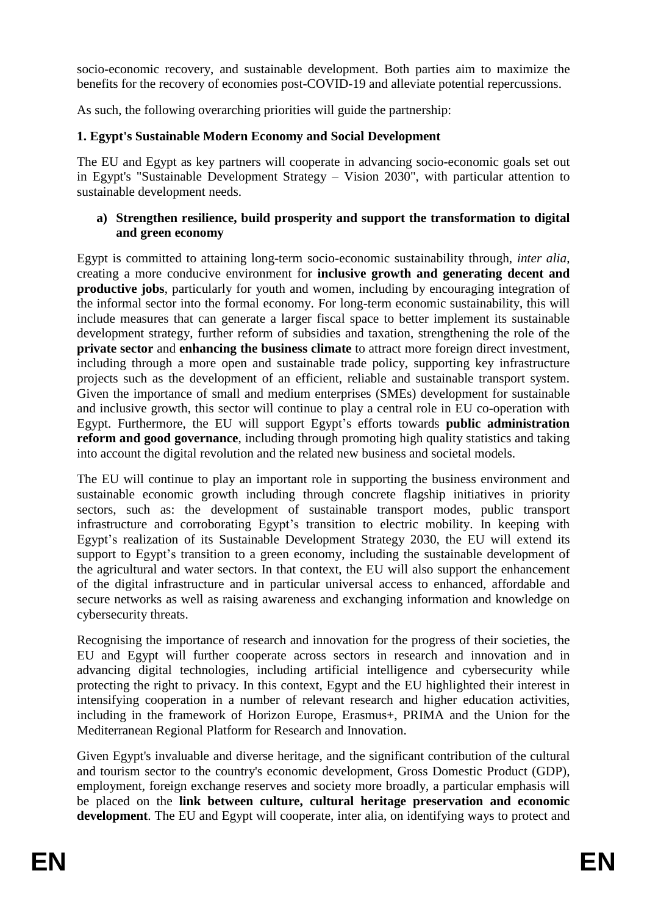socio-economic recovery, and sustainable development. Both parties aim to maximize the benefits for the recovery of economies post-COVID-19 and alleviate potential repercussions.

As such, the following overarching priorities will guide the partnership:

### 1. Egypt's Sustainable Modern Economy and Social Development

The EU and Egypt as key partners will cooperate in advancing socio-economic goals set out in Egypt's "Sustainable Development Strategy – Vision 2030", with particular attention to sustainable development needs.

#### a) Strengthen resilience, build prosperity and support the transformation to digital and green economy

Egypt is committed to attaining long-term socio-economic sustainability through, *inter alia*, creating a more conducive environment for **inclusive growth and generating decent and productive jobs**, particularly for youth and women, including by encouraging integration of the informal sector into the formal economy. For long-term economic sustainability, this will include measures that can generate a larger fiscal space to better implement its sustainable development strategy, further reform of subsidies and taxation, strengthening the role of the **private sector** and **enhancing the business climate** to attract more foreign direct investment, including through a more open and sustainable trade policy, supporting key infrastructure projects such as the development of an efficient, reliable and sustainable transport system. Given the importance of small and medium enterprises (SMEs) development for sustainable and inclusive growth, this sector will continue to play a central role in EU co-operation with Egypt. Furthermore, the EU will support Egypt's efforts towards **public administration reform and good governance**, including through promoting high quality statistics and taking into account the digital revolution and the related new business and societal models.

The EU will continue to play an important role in supporting the business environment and sustainable economic growth including through concrete flagship initiatives in priority sectors, such as: the development of sustainable transport modes, public transport infrastructure and corroborating Egypt's transition to electric mobility. In keeping with Egypt's realization of its Sustainable Development Strategy 2030, the EU will extend its support to Egypt's transition to a green economy, including the sustainable development of the agricultural and water sectors. In that context, the EU will also support the enhancement of the digital infrastructure and in particular universal access to enhanced, affordable and secure networks as well as raising awareness and exchanging information and knowledge on cybersecurity threats.

Recognising the importance of research and innovation for the progress of their societies, the EU and Egypt will further cooperate across sectors in research and innovation and in advancing digital technologies, including artificial intelligence and cybersecurity while protecting the right to privacy. In this context, Egypt and the EU highlighted their interest in intensifying cooperation in a number of relevant research and higher education activities, including in the framework of Horizon Europe, Erasmus+, PRIMA and the Union for the Mediterranean Regional Platform for Research and Innovation.

Given Egypt's invaluable and diverse heritage, and the significant contribution of the cultural and tourism sector to the country's economic development, Gross Domestic Product (GDP), employment, foreign exchange reserves and society more broadly, a particular emphasis will be placed on the **link between culture, cultural heritage preservation and economic development**. The EU and Egypt will cooperate, inter alia, on identifying ways to protect and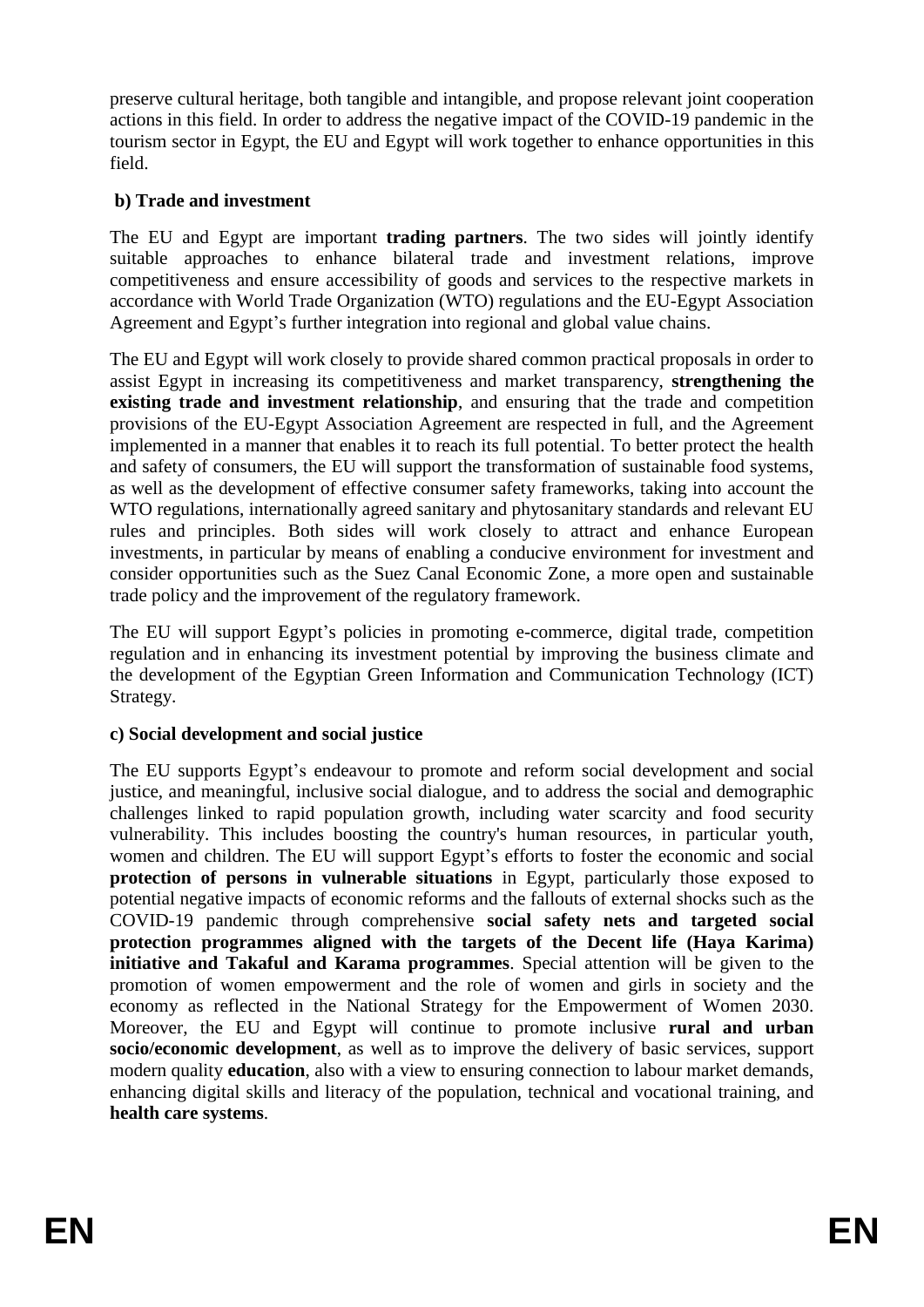preserve cultural heritage, both tangible and intangible, and propose relevant joint cooperation actions in this field. In order to address the negative impact of the COVID-19 pandemic in the tourism sector in Egypt, the EU and Egypt will work together to enhance opportunities in this field.

**b) Trade and investment**

The EU and Egypt are important **trading partners**. The two sides will jointly identify suitable approaches to enhance bilateral trade and investment relations, improve competitiveness and ensure accessibility of goods and services to the respective markets in accordance with World Trade Organization (WTO) regulations and the EU-Egypt Association Agreement and Egypt's further integration into regional and global value chains.

The EU and Egypt will work closely to provide shared common practical proposals in order to assist Egypt in increasing its competitiveness and market transparency, **strengthening the existing trade and investment relationship**, and ensuring that the trade and competition provisions of the EU-Egypt Association Agreement are respected in full, and the Agreement implemented in a manner that enables it to reach its full potential. To better protect the health and safety of consumers, the EU will support the transformation of sustainable food systems, as well as the development of effective consumer safety frameworks, taking into account the WTO regulations, internationally agreed sanitary and phytosanitary standards and relevant EU rules and principles. Both sides will work closely to attract and enhance European investments, in particular by means of enabling a conducive environment for investment and consider opportunities such as the Suez Canal Economic Zone, a more open and sustainable trade policy and the improvement of the regulatory framework.

The EU will support Egypt's policies in promoting e-commerce, digital trade, competition regulation and in enhancing its investment potential by improving the business climate and the development of the Egyptian Green Information and Communication Technology (ICT) Strategy.

**c) Social development and social justice**

The EU supports Egypt's endeavour to promote and reform social development and social justice, and meaningful, inclusive social dialogue, and to address the social and demographic challenges linked to rapid population growth, including water scarcity and food security vulnerability. This includes boosting the country's human resources, in particular youth, women and children. The EU will support Egypt's efforts to foster the economic and social **protection of persons in vulnerable situations** in Egypt, particularly those exposed to potential negative impacts of economic reforms and the fallouts of external shocks such as the COVID-19 pandemic through comprehensive **social safety nets and targeted social protection programmes aligned with the targets of the Decent life (Haya Karima) initiative and Takaful and Karama programmes**. Special attention will be given to the promotion of women empowerment and the role of women and girls in society and the economy as reflected in the National Strategy for the Empowerment of Women 2030. Moreover, the EU and Egypt will continue to promote inclusive **rural and urban socio/economic development**, as well as to improve the delivery of basic services, support modern quality **education**, also with a view to ensuring connection to labour market demands, enhancing digital skills and literacy of the population, technical and vocational training, and **health care systems**.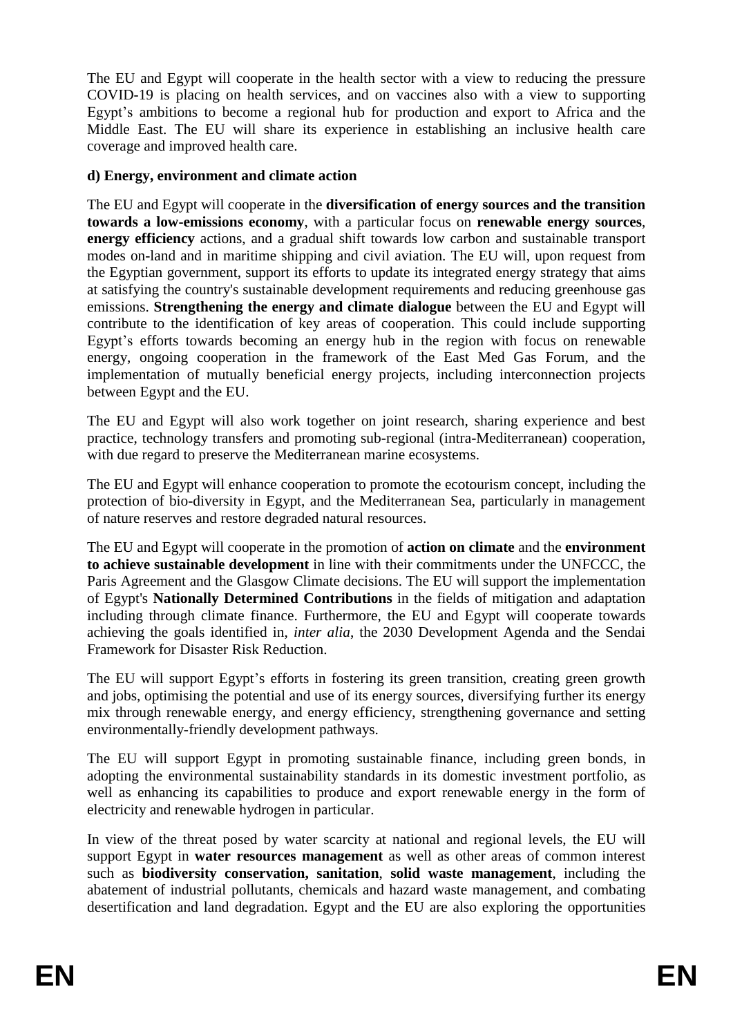The EU and Egypt will cooperate in the health sector with a view to reducing the pressure COVID-19 is placing on health services, and on vaccines also with a view to supporting Egypt's ambitions to become a regional hub for production and export to Africa and the Middle East. The EU will share its experience in establishing an inclusive health care coverage and improved health care.

**d) Energy, environment and climate action**

The EU and Egypt will cooperate in the **diversification of energy sources and the transition towards a low-emissions economy**, with a particular focus on **renewable energy sources**, **energy efficiency** actions, and a gradual shift towards low carbon and sustainable transport modes on-land and in maritime shipping and civil aviation. The EU will, upon request from the Egyptian government, support its efforts to update its integrated energy strategy that aims at satisfying the country's sustainable development requirements and reducing greenhouse gas emissions. **Strengthening the energy and climate dialogue** between the EU and Egypt will contribute to the identification of key areas of cooperation. This could include supporting Egypt's efforts towards becoming an energy hub in the region with focus on renewable energy, ongoing cooperation in the framework of the East Med Gas Forum, and the implementation of mutually beneficial energy projects, including interconnection projects between Egypt and the EU.

The EU and Egypt will also work together on joint research, sharing experience and best practice, technology transfers and promoting sub-regional (intra-Mediterranean) cooperation, with due regard to preserve the Mediterranean marine ecosystems.

The EU and Egypt will enhance cooperation to promote the ecotourism concept, including the protection of bio-diversity in Egypt, and the Mediterranean Sea, particularly in management of nature reserves and restore degraded natural resources.

The EU and Egypt will cooperate in the promotion of **action on climate** and the **environment to achieve sustainable development** in line with their commitments under the UNFCCC, the Paris Agreement and the Glasgow Climate decisions. The EU will support the implementation of Egypt's **Nationally Determined Contributions** in the fields of mitigation and adaptation including through climate finance. Furthermore, the EU and Egypt will cooperate towards achieving the goals identified in, *inter alia*, the 2030 Development Agenda and the Sendai Framework for Disaster Risk Reduction.

The EU will support Egypt's efforts in fostering its green transition, creating green growth and jobs, optimising the potential and use of its energy sources, diversifying further its energy mix through renewable energy, and energy efficiency, strengthening governance and setting environmentally-friendly development pathways.

The EU will support Egypt in promoting sustainable finance, including green bonds, in adopting the environmental sustainability standards in its domestic investment portfolio, as well as enhancing its capabilities to produce and export renewable energy in the form of electricity and renewable hydrogen in particular.

In view of the threat posed by water scarcity at national and regional levels, the EU will support Egypt in **water resources management** as well as other areas of common interest such as **biodiversity conservation, sanitation**, **solid waste management**, including the abatement of industrial pollutants, chemicals and hazard waste management, and combating desertification and land degradation. Egypt and the EU are also exploring the opportunities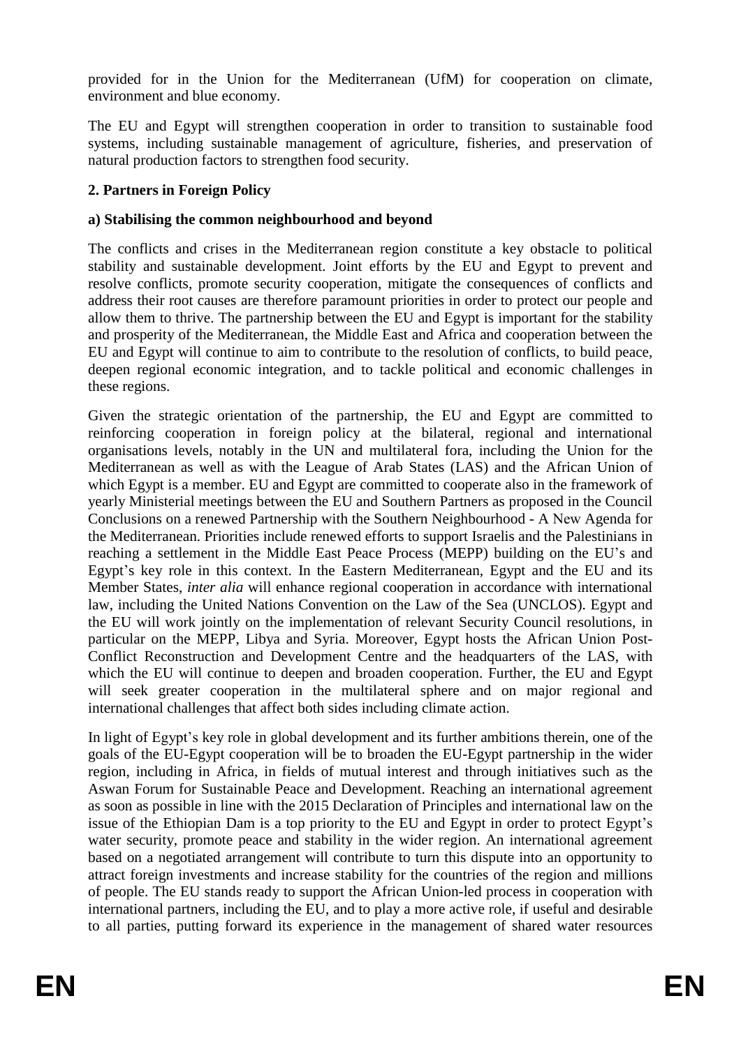provided for in the Union for the Mediterranean (UfM) for cooperation on climate, environment and blue economy.

The EU and Egypt will strengthen cooperation in order to transition to sustainable food systems, including sustainable management of agriculture, fisheries, and preservation of natural production factors to strengthen food security.

**2. Partners in Foreign Policy**

**a) Stabilising the common neighbourhood and beyond**

The conflicts and crises in the Mediterranean region constitute a key obstacle to political stability and sustainable development. Joint efforts by the EU and Egypt to prevent and resolve conflicts, promote security cooperation, mitigate the consequences of conflicts and address their root causes are therefore paramount priorities in order to protect our people and allow them to thrive. The partnership between the EU and Egypt is important for the stability and prosperity of the Mediterranean, the Middle East and Africa and cooperation between the EU and Egypt will continue to aim to contribute to the resolution of conflicts, to build peace, deepen regional economic integration, and to tackle political and economic challenges in these regions.

Given the strategic orientation of the partnership, the EU and Egypt are committed to reinforcing cooperation in foreign policy at the bilateral, regional and international organisations levels, notably in the UN and multilateral fora, including the Union for the Mediterranean as well as with the League of Arab States (LAS) and the African Union of which Egypt is a member. EU and Egypt are committed to cooperate also in the framework of yearly Ministerial meetings between the EU and Southern Partners as proposed in the Council Conclusions on a renewed Partnership with the Southern Neighbourhood - A New Agenda for the Mediterranean. Priorities include renewed efforts to support Israelis and the Palestinians in reaching a settlement in the Middle East Peace Process (MEPP) building on the EU's and Egypt's key role in this context. In the Eastern Mediterranean, Egypt and the EU and its Member States, *inter alia* will enhance regional cooperation in accordance with international law, including the United Nations Convention on the Law of the Sea (UNCLOS). Egypt and the EU will work jointly on the implementation of relevant Security Council resolutions, in particular on the MEPP, Libya and Syria. Moreover, Egypt hosts the African Union Post-Conflict Reconstruction and Development Centre and the headquarters of the LAS, with which the EU will continue to deepen and broaden cooperation. Further, the EU and Egypt will seek greater cooperation in the multilateral sphere and on major regional and international challenges that affect both sides including climate action.

In light of Egypt's key role in global development and its further ambitions therein, one of the goals of the EU-Egypt cooperation will be to broaden the EU-Egypt partnership in the wider region, including in Africa, in fields of mutual interest and through initiatives such as the Aswan Forum for Sustainable Peace and Development. Reaching an international agreement as soon as possible in line with the 2015 Declaration of Principles and international law on the issue of the Ethiopian Dam is a top priority to the EU and Egypt in order to protect Egypt's water security, promote peace and stability in the wider region. An international agreement based on a negotiated arrangement will contribute to turn this dispute into an opportunity to attract foreign investments and increase stability for the countries of the region and millions of people. The EU stands ready to support the African Union-led process in cooperation with international partners, including the EU, and to play a more active role, if useful and desirable to all parties, putting forward its experience in the management of shared water resources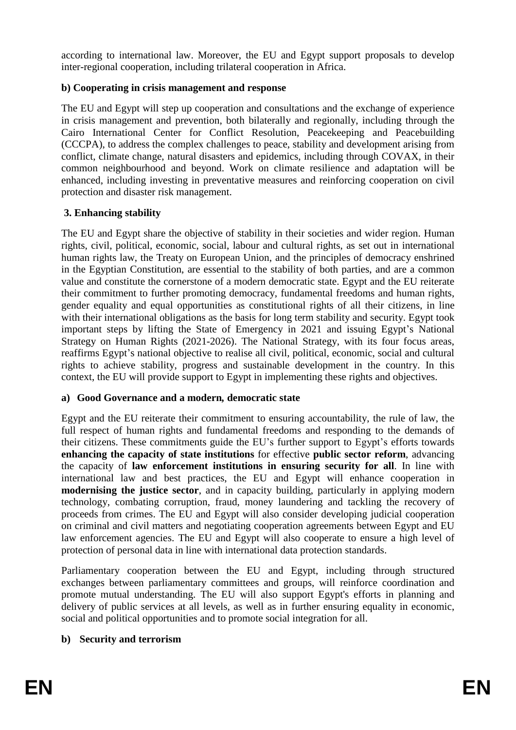according to international law. Moreover, the EU and Egypt support proposals to develop inter-regional cooperation, including trilateral cooperation in Africa.

**b) Cooperating in crisis management and response**

The EU and Egypt will step up cooperation and consultations and the exchange of experience in crisis management and prevention, both bilaterally and regionally, including through the Cairo International Center for Conflict Resolution, Peacekeeping and Peacebuilding (CCCPA), to address the complex challenges to peace, stability and development arising from conflict, climate change, natural disasters and epidemics, including through COVAX, in their common neighbourhood and beyond. Work on climate resilience and adaptation will be enhanced, including investing in preventative measures and reinforcing cooperation on civil protection and disaster risk management.

## 3. Enhancing stability

The EU and Egypt share the objective of stability in their societies and wider region. Human rights, civil, political, economic, social, labour and cultural rights, as set out in international human rights law, the Treaty on European Union, and the principles of democracy enshrined in the Egyptian Constitution, are essential to the stability of both parties, and are a common value and constitute the cornerstone of a modern democratic state. Egypt and the EU reiterate their commitment to further promoting democracy, fundamental freedoms and human rights, gender equality and equal opportunities as constitutional rights of all their citizens, in line with their international obligations as the basis for long term stability and security. Egypt took important steps by lifting the State of Emergency in 2021 and issuing Egypt's National Strategy on Human Rights (2021-2026). The National Strategy, with its four focus areas, reaffirms Egypt's national objective to realise all civil, political, economic, social and cultural rights to achieve stability, progress and sustainable development in the country. In this context, the EU will provide support to Egypt in implementing these rights and objectives.

**a) Good Governance and a modern, democratic state**

Egypt and the EU reiterate their commitment to ensuring accountability, the rule of law, the full respect of human rights and fundamental freedoms and responding to the demands of their citizens. These commitments guide the EU's further support to Egypt's efforts towards **enhancing the capacity of state institutions** for effective **public sector reform**, advancing the capacity of **law enforcement institutions in ensuring security for all**. In line with international law and best practices, the EU and Egypt will enhance cooperation in **modernising the justice sector**, and in capacity building, particularly in applying modern technology, combating corruption, fraud, money laundering and tackling the recovery of proceeds from crimes. The EU and Egypt will also consider developing judicial cooperation on criminal and civil matters and negotiating cooperation agreements between Egypt and EU law enforcement agencies. The EU and Egypt will also cooperate to ensure a high level of protection of personal data in line with international data protection standards.

Parliamentary cooperation between the EU and Egypt, including through structured exchanges between parliamentary committees and groups, will reinforce coordination and promote mutual understanding. The EU will also support Egypt's efforts in planning and delivery of public services at all levels, as well as in further ensuring equality in economic, social and political opportunities and to promote social integration for all.

**b) Security and terrorism**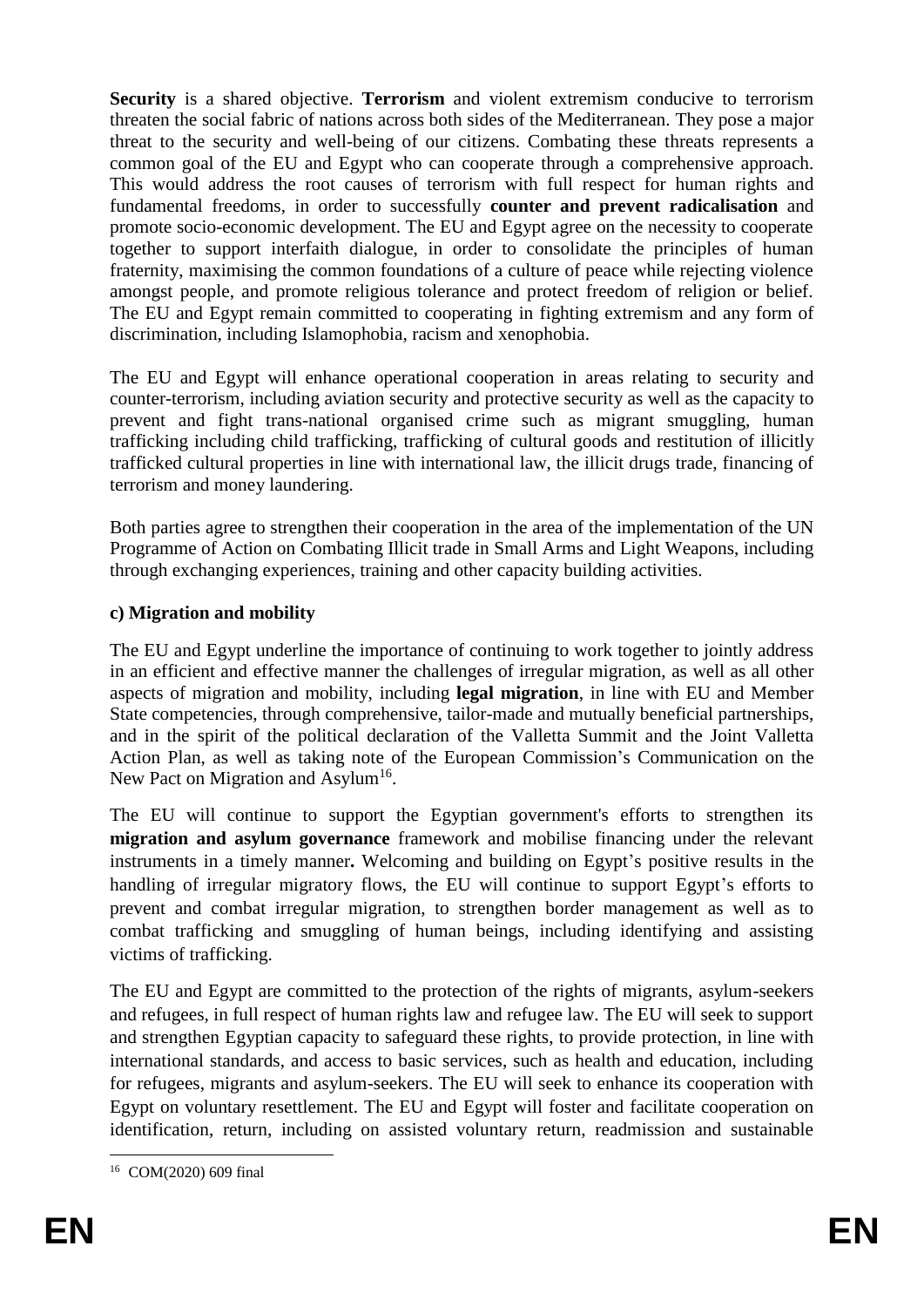**Security** is a shared objective. **Terrorism** and violent extremism conducive to terrorism threaten the social fabric of nations across both sides of the Mediterranean. They pose a major threat to the security and well-being of our citizens. Combating these threats represents a common goal of the EU and Egypt who can cooperate through a comprehensive approach. This would address the root causes of terrorism with full respect for human rights and fundamental freedoms, in order to successfully **counter and prevent radicalisation** and promote socio-economic development. The EU and Egypt agree on the necessity to cooperate together to support interfaith dialogue, in order to consolidate the principles of human fraternity, maximising the common foundations of a culture of peace while rejecting violence amongst people, and promote religious tolerance and protect freedom of religion or belief. The EU and Egypt remain committed to cooperating in fighting extremism and any form of discrimination, including Islamophobia, racism and xenophobia.

The EU and Egypt will enhance operational cooperation in areas relating to security and counter-terrorism, including aviation security and protective security as well as the capacity to prevent and fight trans-national organised crime such as migrant smuggling, human trafficking including child trafficking, trafficking of cultural goods and restitution of illicitly trafficked cultural properties in line with international law, the illicit drugs trade, financing of terrorism and money laundering.

Both parties agree to strengthen their cooperation in the area of the implementation of the UN Programme of Action on Combating Illicit trade in Small Arms and Light Weapons, including through exchanging experiences, training and other capacity building activities.

**c) Migration and mobility**

The EU and Egypt underline the importance of continuing to work together to jointly address in an efficient and effective manner the challenges of irregular migration, as well as all other aspects of migration and mobility, including **legal migration**, in line with EU and Member State competencies, through comprehensive, tailor-made and mutually beneficial partnerships, and in the spirit of the political declaration of the Valletta Summit and the Joint Valletta Action Plan, as well as taking note of the European Commission's Communication on the New Pact on Migration and Asylum[16].

The EU will continue to support the Egyptian government's efforts to strengthen its **migration and asylum governance** framework and mobilise financing under the relevant instruments in a timely manner**.** Welcoming and building on Egypt's positive results in the handling of irregular migratory flows, the EU will continue to support Egypt's efforts to prevent and combat irregular migration, to strengthen border management as well as to combat trafficking and smuggling of human beings, including identifying and assisting victims of trafficking.

The EU and Egypt are committed to the protection of the rights of migrants, asylum-seekers and refugees, in full respect of human rights law and refugee law. The EU will seek to support and strengthen Egyptian capacity to safeguard these rights, to provide protection, in line with international standards, and access to basic services, such as health and education, including for refugees, migrants and asylum-seekers. The EU will seek to enhance its cooperation with Egypt on voluntary resettlement. The EU and Egypt will foster and facilitate cooperation on identification, return, including on assisted voluntary return, readmission and sustainable

---

[16] COM(2020) 609 final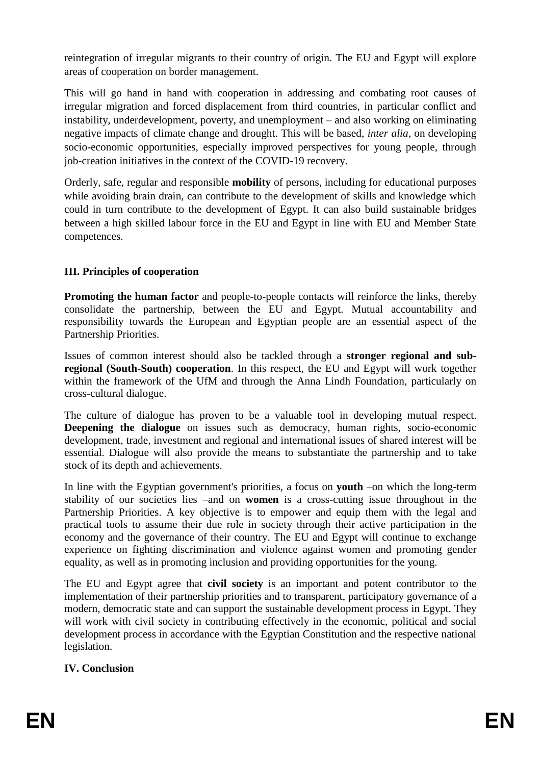reintegration of irregular migrants to their country of origin. The EU and Egypt will explore areas of cooperation on border management.

This will go hand in hand with cooperation in addressing and combating root causes of irregular migration and forced displacement from third countries, in particular conflict and instability, underdevelopment, poverty, and unemployment – and also working on eliminating negative impacts of climate change and drought. This will be based, *inter alia*, on developing socio-economic opportunities, especially improved perspectives for young people, through job-creation initiatives in the context of the COVID-19 recovery.

Orderly, safe, regular and responsible **mobility** of persons, including for educational purposes while avoiding brain drain, can contribute to the development of skills and knowledge which could in turn contribute to the development of Egypt. It can also build sustainable bridges between a high skilled labour force in the EU and Egypt in line with EU and Member State competences.

## III. Principles of cooperation

**Promoting the human factor** and people-to-people contacts will reinforce the links, thereby consolidate the partnership, between the EU and Egypt. Mutual accountability and responsibility towards the European and Egyptian people are an essential aspect of the Partnership Priorities.

Issues of common interest should also be tackled through a **stronger regional and sub-regional (South-South) cooperation**. In this respect, the EU and Egypt will work together within the framework of the UfM and through the Anna Lindh Foundation, particularly on cross-cultural dialogue.

The culture of dialogue has proven to be a valuable tool in developing mutual respect. **Deepening the dialogue** on issues such as democracy, human rights, socio-economic development, trade, investment and regional and international issues of shared interest will be essential. Dialogue will also provide the means to substantiate the partnership and to take stock of its depth and achievements.

In line with the Egyptian government's priorities, a focus on **youth** –on which the long-term stability of our societies lies –and on **women** is a cross-cutting issue throughout in the Partnership Priorities. A key objective is to empower and equip them with the legal and practical tools to assume their due role in society through their active participation in the economy and the governance of their country. The EU and Egypt will continue to exchange experience on fighting discrimination and violence against women and promoting gender equality, as well as in promoting inclusion and providing opportunities for the young.

The EU and Egypt agree that **civil society** is an important and potent contributor to the implementation of their partnership priorities and to transparent, participatory governance of a modern, democratic state and can support the sustainable development process in Egypt. They will work with civil society in contributing effectively in the economic, political and social development process in accordance with the Egyptian Constitution and the respective national legislation.

## IV. Conclusion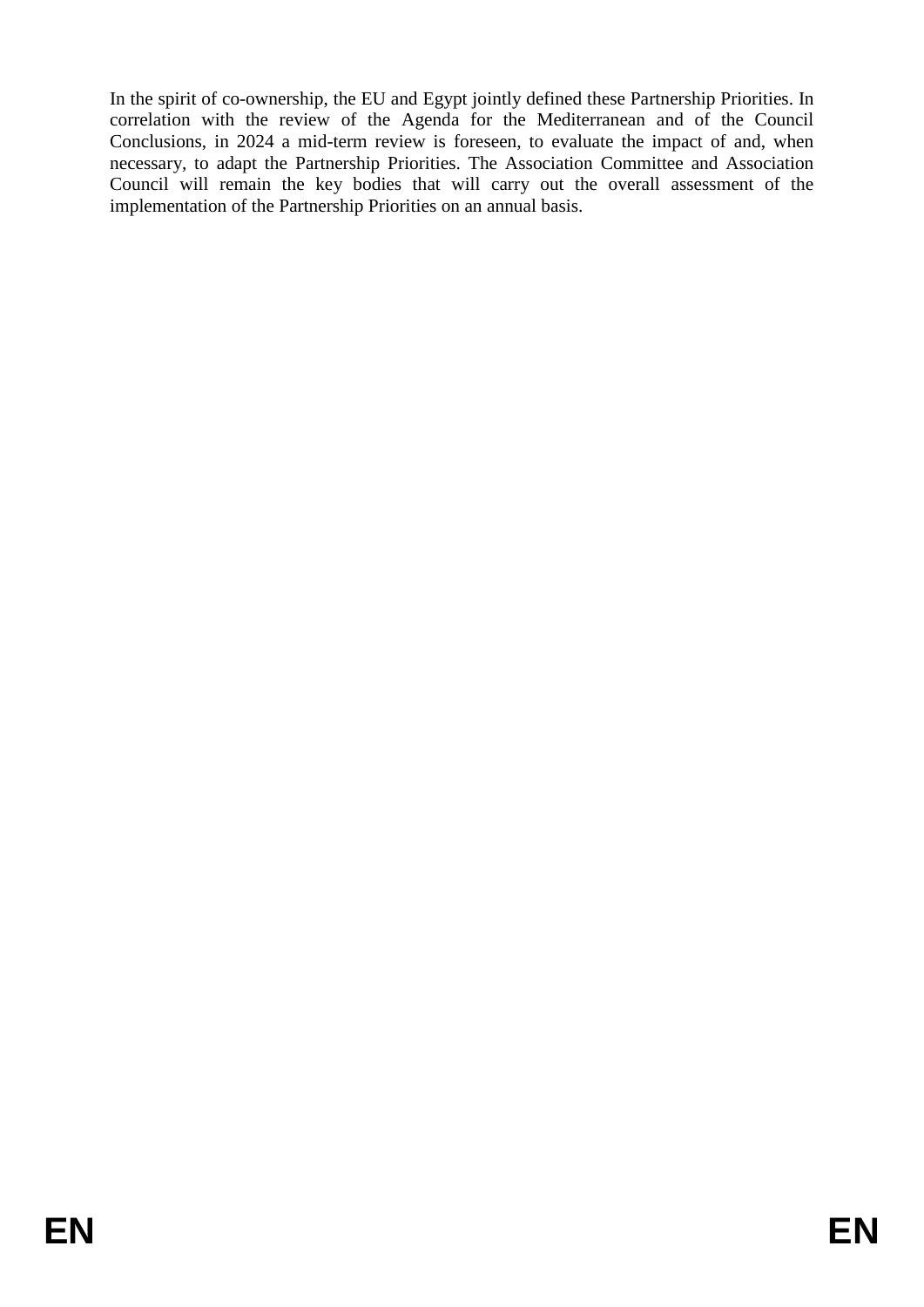In the spirit of co-ownership, the EU and Egypt jointly defined these Partnership Priorities. In correlation with the review of the Agenda for the Mediterranean and of the Council Conclusions, in 2024 a mid-term review is foreseen, to evaluate the impact of and, when necessary, to adapt the Partnership Priorities. The Association Committee and Association Council will remain the key bodies that will carry out the overall assessment of the implementation of the Partnership Priorities on an annual basis.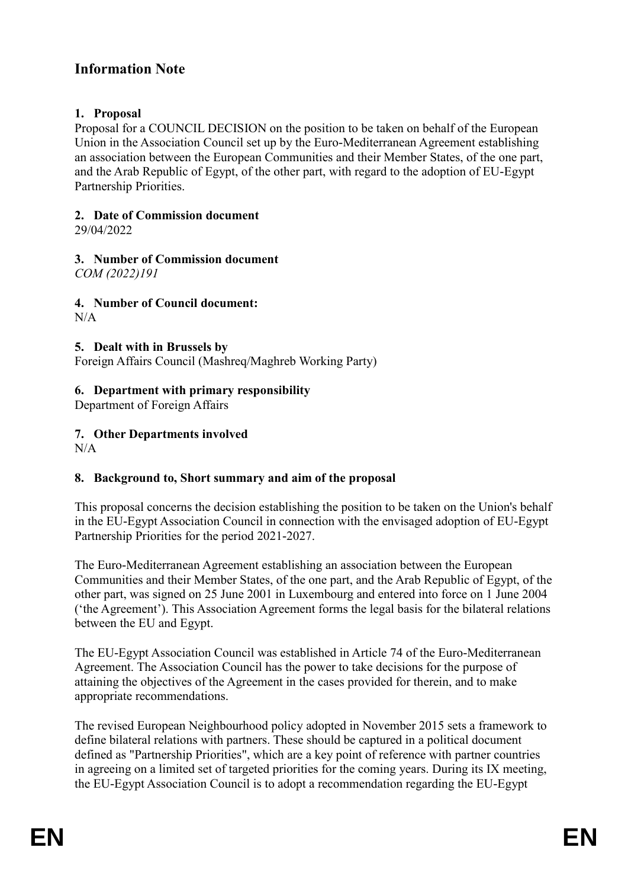## Information Note

### 1. Proposal

Proposal for a COUNCIL DECISION on the position to be taken on behalf of the European Union in the Association Council set up by the Euro-Mediterranean Agreement establishing an association between the European Communities and their Member States, of the one part, and the Arab Republic of Egypt, of the other part, with regard to the adoption of EU-Egypt Partnership Priorities.

### 2. Date of Commission document

29/04/2022

### 3. Number of Commission document

*COM (2022)191*

### 4. Number of Council document:

N/A

### 5. Dealt with in Brussels by

Foreign Affairs Council (Mashreq/Maghreb Working Party)

### 6. Department with primary responsibility

Department of Foreign Affairs

### 7. Other Departments involved

N/A

### 8. Background to, Short summary and aim of the proposal

This proposal concerns the decision establishing the position to be taken on the Union's behalf in the EU-Egypt Association Council in connection with the envisaged adoption of EU-Egypt Partnership Priorities for the period 2021-2027.

The Euro-Mediterranean Agreement establishing an association between the European Communities and their Member States, of the one part, and the Arab Republic of Egypt, of the other part, was signed on 25 June 2001 in Luxembourg and entered into force on 1 June 2004 ('the Agreement'). This Association Agreement forms the legal basis for the bilateral relations between the EU and Egypt.

The EU-Egypt Association Council was established in Article 74 of the Euro-Mediterranean Agreement. The Association Council has the power to take decisions for the purpose of attaining the objectives of the Agreement in the cases provided for therein, and to make appropriate recommendations.

The revised European Neighbourhood policy adopted in November 2015 sets a framework to define bilateral relations with partners. These should be captured in a political document defined as "Partnership Priorities", which are a key point of reference with partner countries in agreeing on a limited set of targeted priorities for the coming years. During its IX meeting, the EU-Egypt Association Council is to adopt a recommendation regarding the EU-Egypt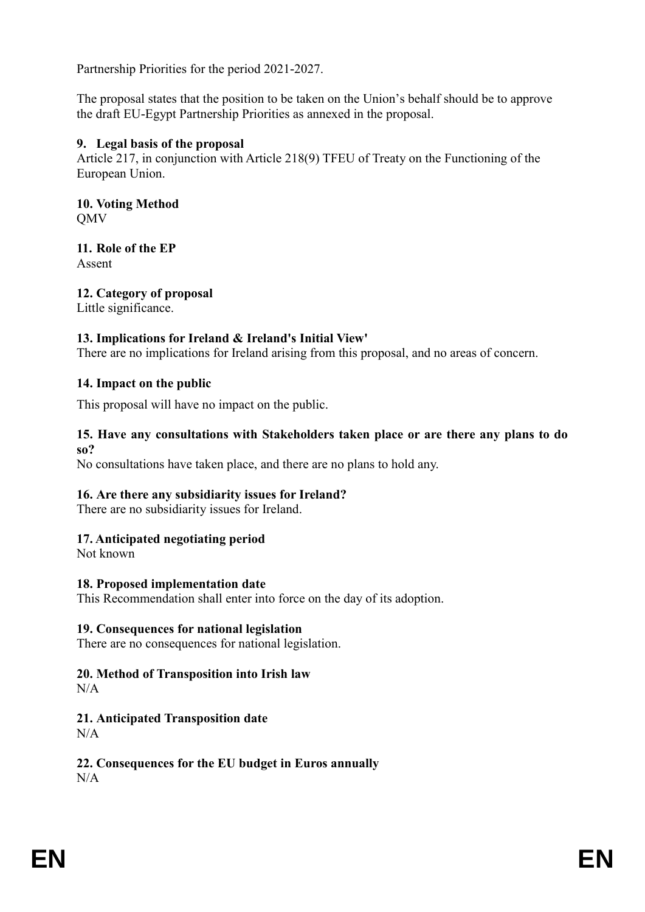Partnership Priorities for the period 2021-2027.

The proposal states that the position to be taken on the Union's behalf should be to approve the draft EU-Egypt Partnership Priorities as annexed in the proposal.

**9. Legal basis of the proposal**
Article 217, in conjunction with Article 218(9) TFEU of Treaty on the Functioning of the European Union.

**10. Voting Method**
QMV

**11. Role of the EP**
Assent

**12. Category of proposal**
Little significance.

**13. Implications for Ireland & Ireland's Initial View'**
There are no implications for Ireland arising from this proposal, and no areas of concern.

**14. Impact on the public**

This proposal will have no impact on the public.

**15. Have any consultations with Stakeholders taken place or are there any plans to do so?**
No consultations have taken place, and there are no plans to hold any.

**16. Are there any subsidiarity issues for Ireland?**
There are no subsidiarity issues for Ireland.

**17. Anticipated negotiating period**
Not known

**18. Proposed implementation date**
This Recommendation shall enter into force on the day of its adoption.

**19. Consequences for national legislation**
There are no consequences for national legislation.

**20. Method of Transposition into Irish law**
N/A

**21. Anticipated Transposition date**
N/A

**22. Consequences for the EU budget in Euros annually**
N/A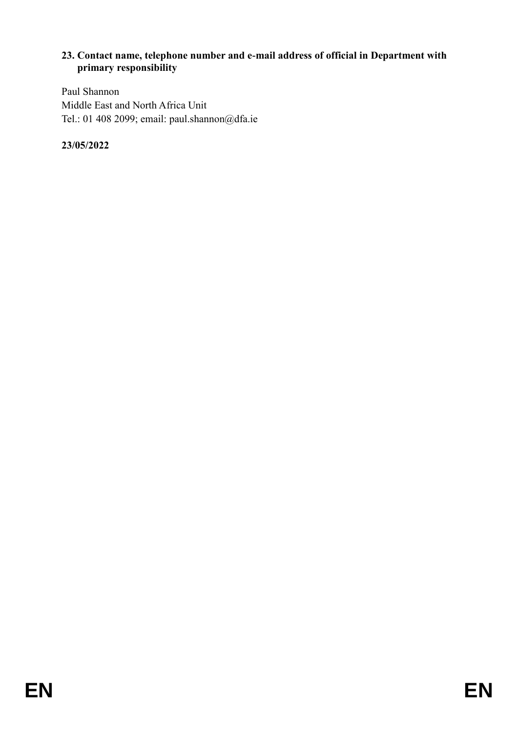**23. Contact name, telephone number and e-mail address of official in Department with primary responsibility**

Paul Shannon
Middle East and North Africa Unit
Tel.: 01 408 2099; email: paul.shannon@dfa.ie

**23/05/2022**